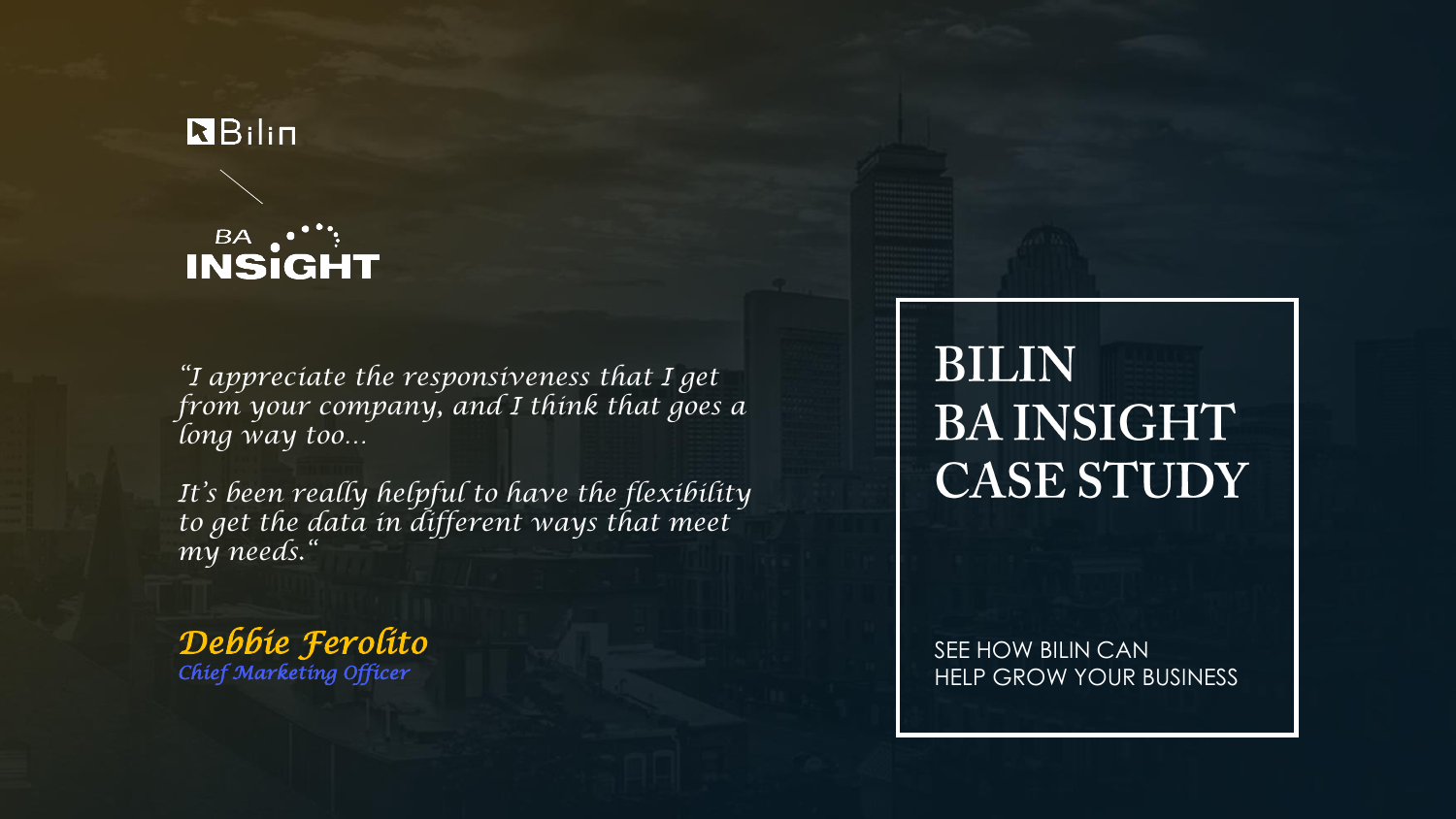Bilin

BA INSIGHT

*"I appreciate the responsiveness that I get from your company, and I think that goes a long way too…*

*It's been really helpful to have the flexibility to get the data in different ways that meet my needs."*

***Debbie Ferolito***
*Chief Marketing Officer*

# BILIN BA INSIGHT CASE STUDY

SEE HOW BILIN CAN HELP GROW YOUR BUSINESS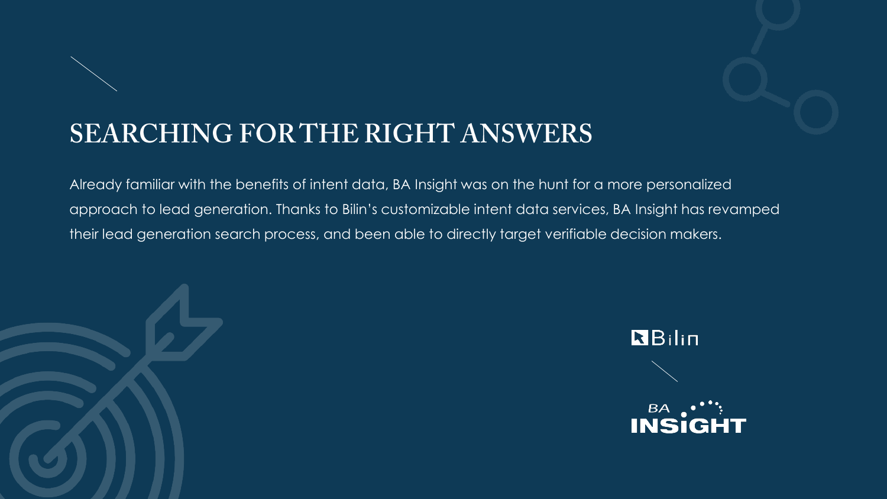## SEARCHING FOR THE RIGHT ANSWERS

Already familiar with the benefits of intent data, BA Insight was on the hunt for a more personalized approach to lead generation. Thanks to Bilin's customizable intent data services, BA Insight has revamped their lead generation search process, and been able to directly target verifiable decision makers.

Bilin

BA INSIGHT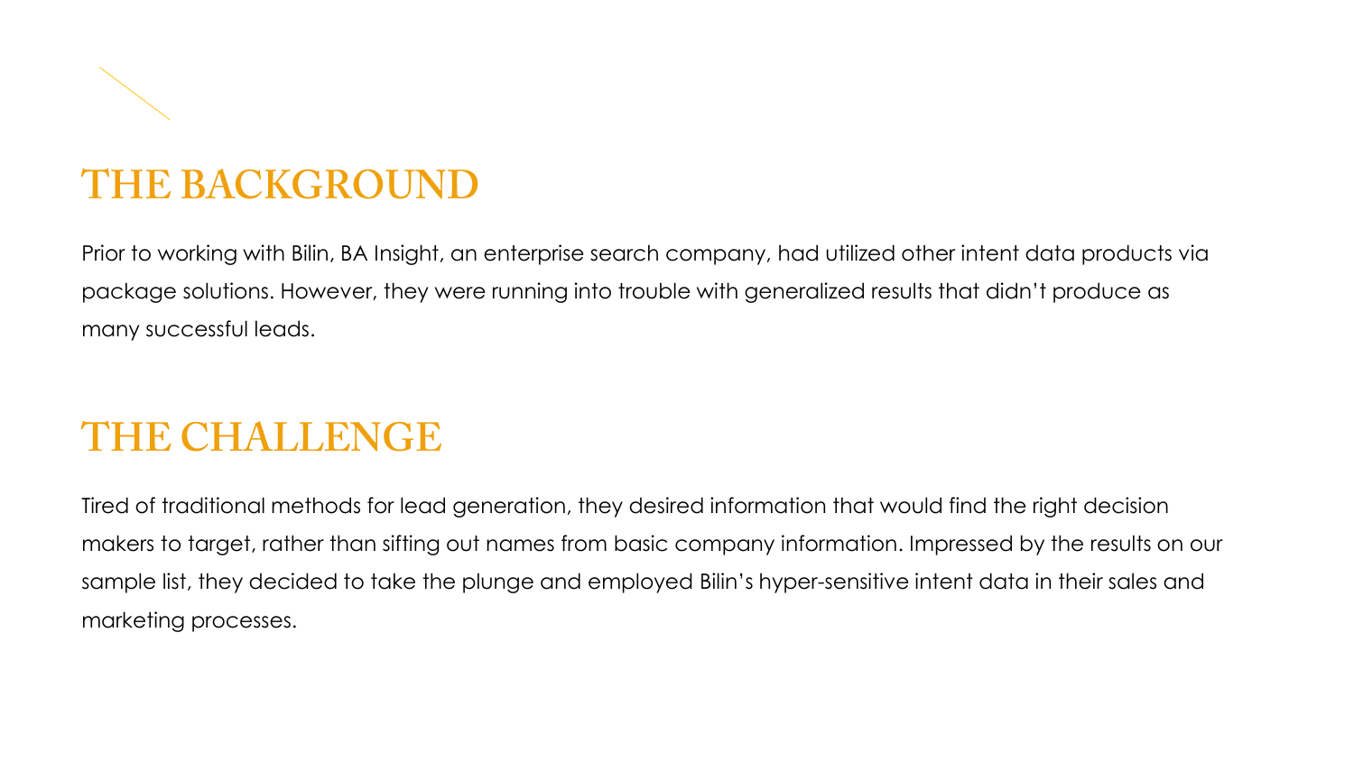## THE BACKGROUND

Prior to working with Bilin, BA Insight, an enterprise search company, had utilized other intent data products via package solutions. However, they were running into trouble with generalized results that didn't produce as many successful leads.

## THE CHALLENGE

Tired of traditional methods for lead generation, they desired information that would find the right decision makers to target, rather than sifting out names from basic company information. Impressed by the results on our sample list, they decided to take the plunge and employed Bilin's hyper-sensitive intent data in their sales and marketing processes.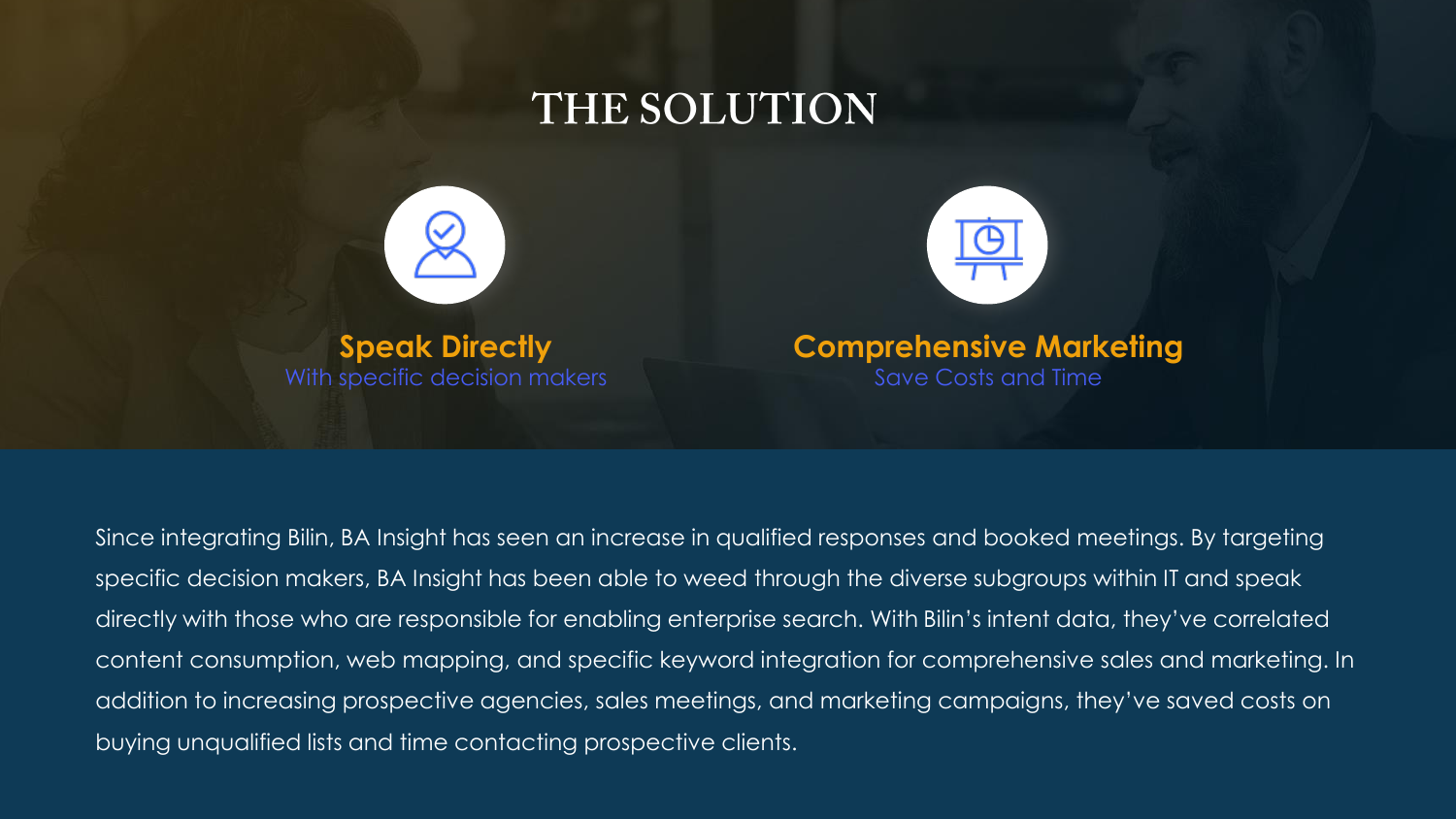# THE SOLUTION

**Speak Directly**
With specific decision makers

**Comprehensive Marketing**
Save Costs and Time

Since integrating Bilin, BA Insight has seen an increase in qualified responses and booked meetings. By targeting specific decision makers, BA Insight has been able to weed through the diverse subgroups within IT and speak directly with those who are responsible for enabling enterprise search. With Bilin's intent data, they've correlated content consumption, web mapping, and specific keyword integration for comprehensive sales and marketing. In addition to increasing prospective agencies, sales meetings, and marketing campaigns, they've saved costs on buying unqualified lists and time contacting prospective clients.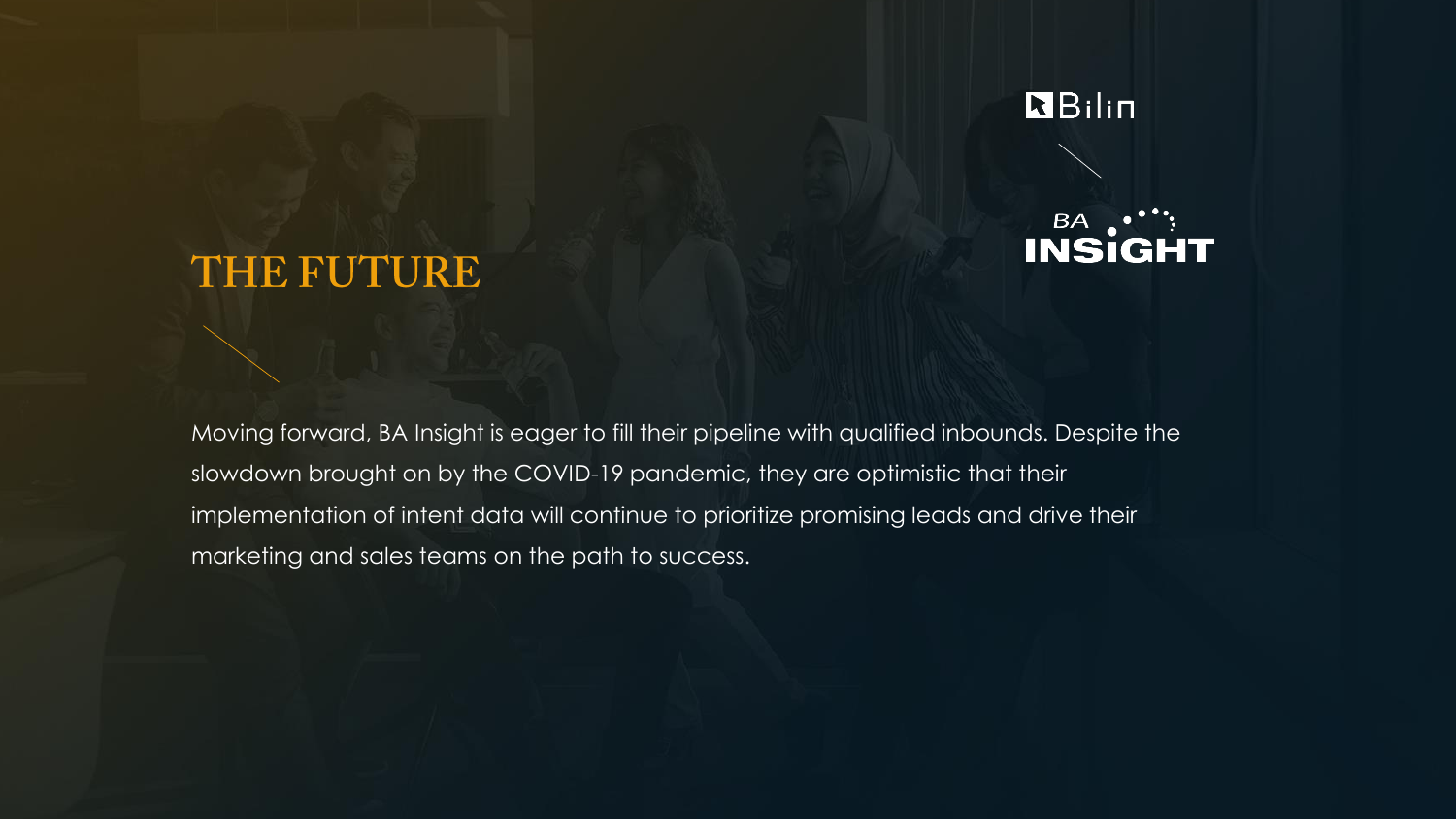# THE FUTURE

Moving forward, BA Insight is eager to fill their pipeline with qualified inbounds. Despite the slowdown brought on by the COVID-19 pandemic, they are optimistic that their implementation of intent data will continue to prioritize promising leads and drive their marketing and sales teams on the path to success.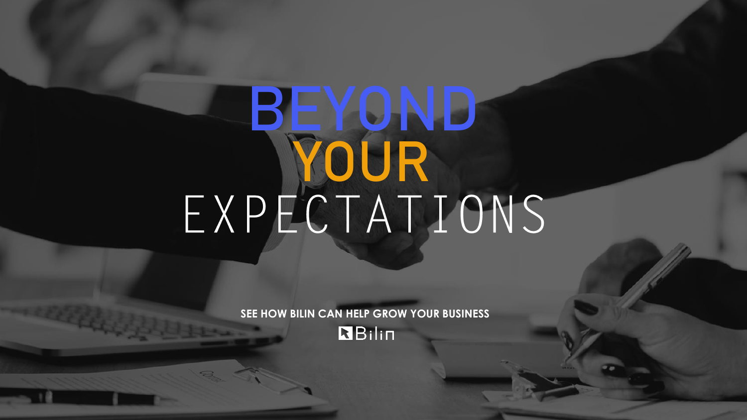# BEYOND YOUR EXPECTATIONS

**SEE HOW BILIN CAN HELP GROW YOUR BUSINESS**

Bilin